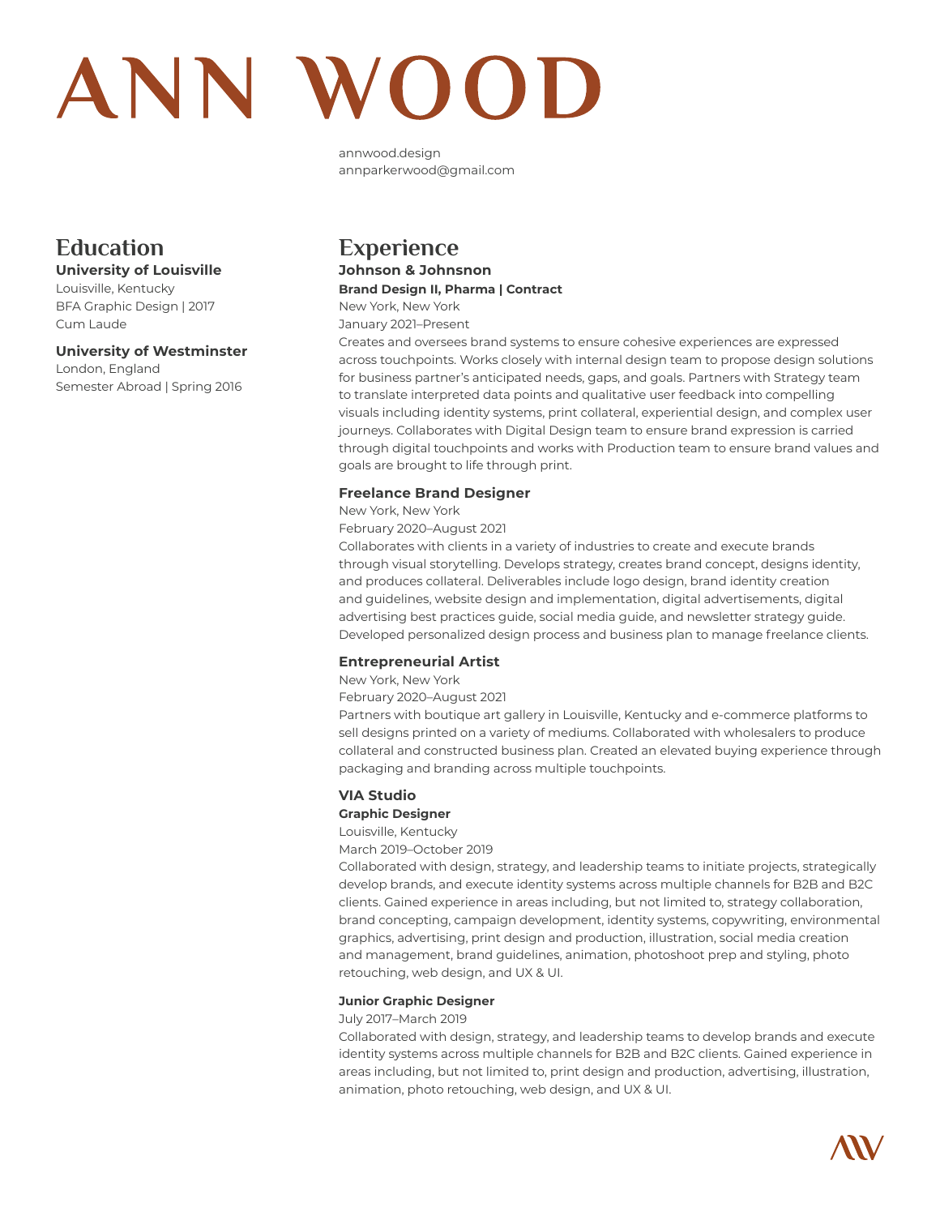# ANN WOOD

annwood.design
annparkerwood@gmail.com

## Education

**University of Louisville**
Louisville, Kentucky
BFA Graphic Design | 2017
Cum Laude

**University of Westminster**
London, England
Semester Abroad | Spring 2016

## Experience

**Johnson & Johnsnon**
**Brand Design II, Pharma | Contract**
New York, New York
January 2021–Present
Creates and oversees brand systems to ensure cohesive experiences are expressed across touchpoints. Works closely with internal design team to propose design solutions for business partner's anticipated needs, gaps, and goals. Partners with Strategy team to translate interpreted data points and qualitative user feedback into compelling visuals including identity systems, print collateral, experiential design, and complex user journeys. Collaborates with Digital Design team to ensure brand expression is carried through digital touchpoints and works with Production team to ensure brand values and goals are brought to life through print.

**Freelance Brand Designer**
New York, New York
February 2020–August 2021
Collaborates with clients in a variety of industries to create and execute brands through visual storytelling. Develops strategy, creates brand concept, designs identity, and produces collateral. Deliverables include logo design, brand identity creation and guidelines, website design and implementation, digital advertisements, digital advertising best practices guide, social media guide, and newsletter strategy guide. Developed personalized design process and business plan to manage freelance clients.

**Entrepreneurial Artist**
New York, New York
February 2020–August 2021
Partners with boutique art gallery in Louisville, Kentucky and e-commerce platforms to sell designs printed on a variety of mediums. Collaborated with wholesalers to produce collateral and constructed business plan. Created an elevated buying experience through packaging and branding across multiple touchpoints.

**VIA Studio**
**Graphic Designer**
Louisville, Kentucky
March 2019–October 2019
Collaborated with design, strategy, and leadership teams to initiate projects, strategically develop brands, and execute identity systems across multiple channels for B2B and B2C clients. Gained experience in areas including, but not limited to, strategy collaboration, brand concepting, campaign development, identity systems, copywriting, environmental graphics, advertising, print design and production, illustration, social media creation and management, brand guidelines, animation, photoshoot prep and styling, photo retouching, web design, and UX & UI.

**Junior Graphic Designer**
July 2017–March 2019
Collaborated with design, strategy, and leadership teams to develop brands and execute identity systems across multiple channels for B2B and B2C clients. Gained experience in areas including, but not limited to, print design and production, advertising, illustration, animation, photo retouching, web design, and UX & UI.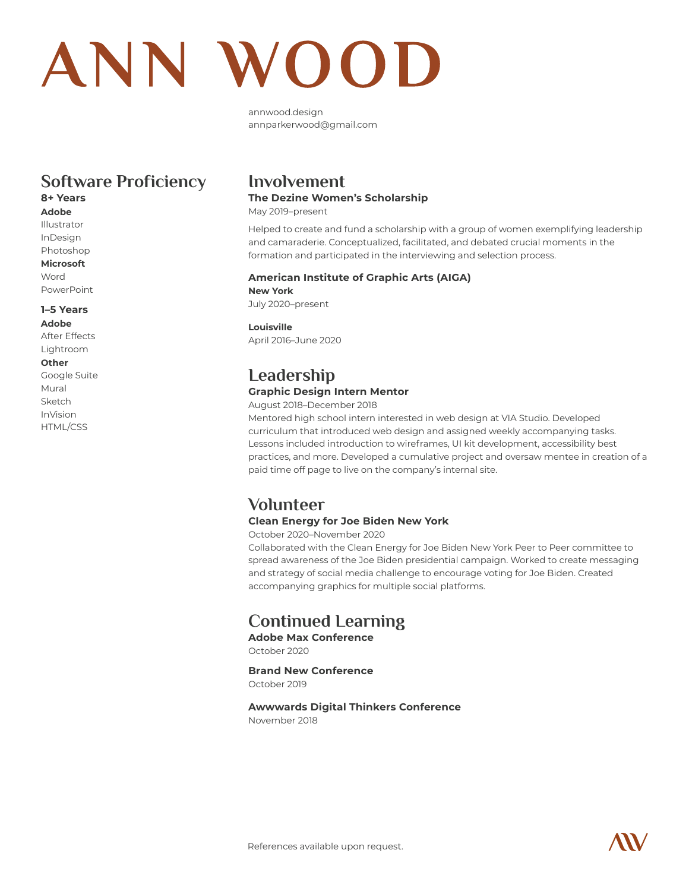# ANN WOOD

annwood.design
annparkerwood@gmail.com

## Software Proficiency

### 8+ Years

**Adobe**
Illustrator
InDesign
Photoshop

**Microsoft**
Word
PowerPoint

### 1–5 Years

**Adobe**
After Effects
Lightroom

**Other**
Google Suite
Mural
Sketch
InVision
HTML/CSS

## Involvement

**The Dezine Women's Scholarship**
May 2019–present

Helped to create and fund a scholarship with a group of women exemplifying leadership and camaraderie. Conceptualized, facilitated, and debated crucial moments in the formation and participated in the interviewing and selection process.

**American Institute of Graphic Arts (AIGA)**

**New York**
July 2020–present

**Louisville**
April 2016–June 2020

## Leadership

**Graphic Design Intern Mentor**
August 2018–December 2018
Mentored high school intern interested in web design at VIA Studio. Developed curriculum that introduced web design and assigned weekly accompanying tasks. Lessons included introduction to wireframes, UI kit development, accessibility best practices, and more. Developed a cumulative project and oversaw mentee in creation of a paid time off page to live on the company's internal site.

## Volunteer

**Clean Energy for Joe Biden New York**
October 2020–November 2020
Collaborated with the Clean Energy for Joe Biden New York Peer to Peer committee to spread awareness of the Joe Biden presidential campaign. Worked to create messaging and strategy of social media challenge to encourage voting for Joe Biden. Created accompanying graphics for multiple social platforms.

## Continued Learning

**Adobe Max Conference**
October 2020

**Brand New Conference**
October 2019

**Awwwards Digital Thinkers Conference**
November 2018

References available upon request.